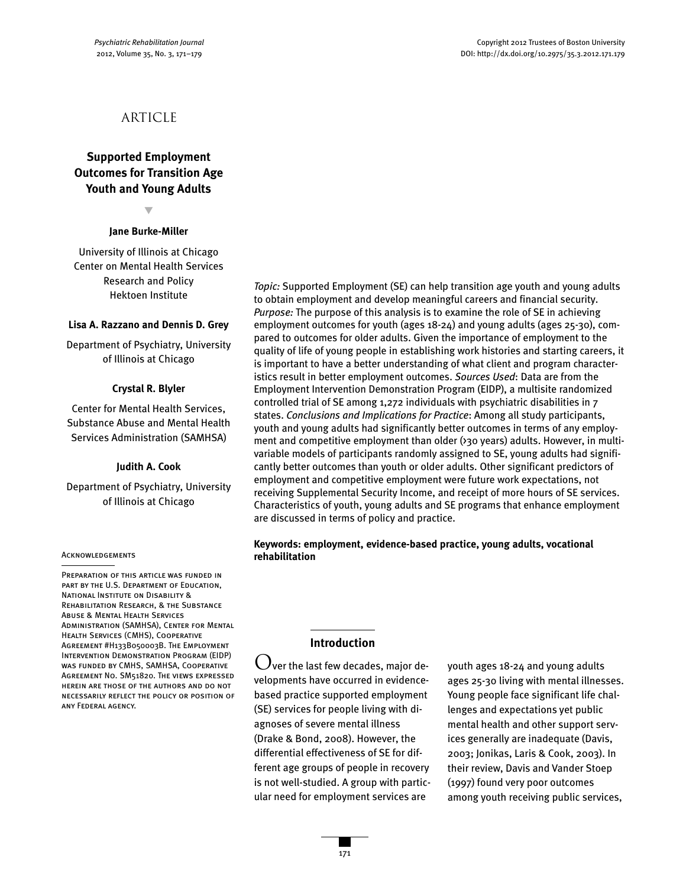ARTICLE

# Supported Employment Outcomes for Transition Age Youth and Young Adults

**Jane Burke-Miller**

University of Illinois at Chicago
Center on Mental Health Services Research and Policy
Hektoen Institute

**Lisa A. Razzano and Dennis D. Grey**

Department of Psychiatry, University of Illinois at Chicago

**Crystal R. Blyler**

Center for Mental Health Services, Substance Abuse and Mental Health Services Administration (SAMHSA)

**Judith A. Cook**

Department of Psychiatry, University of Illinois at Chicago

*Topic:* Supported Employment (SE) can help transition age youth and young adults to obtain employment and develop meaningful careers and financial security. *Purpose:* The purpose of this analysis is to examine the role of SE in achieving employment outcomes for youth (ages 18-24) and young adults (ages 25-30), compared to outcomes for older adults. Given the importance of employment to the quality of life of young people in establishing work histories and starting careers, it is important to have a better understanding of what client and program characteristics result in better employment outcomes. *Sources Used*: Data are from the Employment Intervention Demonstration Program (EIDP), a multisite randomized controlled trial of SE among 1,272 individuals with psychiatric disabilities in 7 states. *Conclusions and Implications for Practice*: Among all study participants, youth and young adults had significantly better outcomes in terms of any employment and competitive employment than older (>30 years) adults. However, in multivariable models of participants randomly assigned to SE, young adults had significantly better outcomes than youth or older adults. Other significant predictors of employment and competitive employment were future work expectations, not receiving Supplemental Security Income, and receipt of more hours of SE services. Characteristics of youth, young adults and SE programs that enhance employment are discussed in terms of policy and practice.

**Keywords: employment, evidence-based practice, young adults, vocational rehabilitation**

ACKNOWLEDGEMENTS

PREPARATION OF THIS ARTICLE WAS FUNDED IN PART BY THE U.S. DEPARTMENT OF EDUCATION, NATIONAL INSTITUTE ON DISABILITY & REHABILITATION RESEARCH, & THE SUBSTANCE ABUSE & MENTAL HEALTH SERVICES ADMINISTRATION (SAMHSA), CENTER FOR MENTAL HEALTH SERVICES (CMHS), COOPERATIVE AGREEMENT #H133B050003B. THE EMPLOYMENT INTERVENTION DEMONSTRATION PROGRAM (EIDP) WAS FUNDED BY CMHS, SAMHSA, COOPERATIVE AGREEMENT NO. SM51820. THE VIEWS EXPRESSED HEREIN ARE THOSE OF THE AUTHORS AND DO NOT NECESSARILY REFLECT THE POLICY OR POSITION OF ANY FEDERAL AGENCY.

## Introduction

Over the last few decades, major developments have occurred in evidence-based practice supported employment (SE) services for people living with diagnoses of severe mental illness (Drake & Bond, 2008). However, the differential effectiveness of SE for different age groups of people in recovery is not well-studied. A group with particular need for employment services are youth ages 18-24 and young adults ages 25-30 living with mental illnesses. Young people face significant life challenges and expectations yet public mental health and other support services generally are inadequate (Davis, 2003; Jonikas, Laris & Cook, 2003). In their review, Davis and Vander Stoep (1997) found very poor outcomes among youth receiving public services,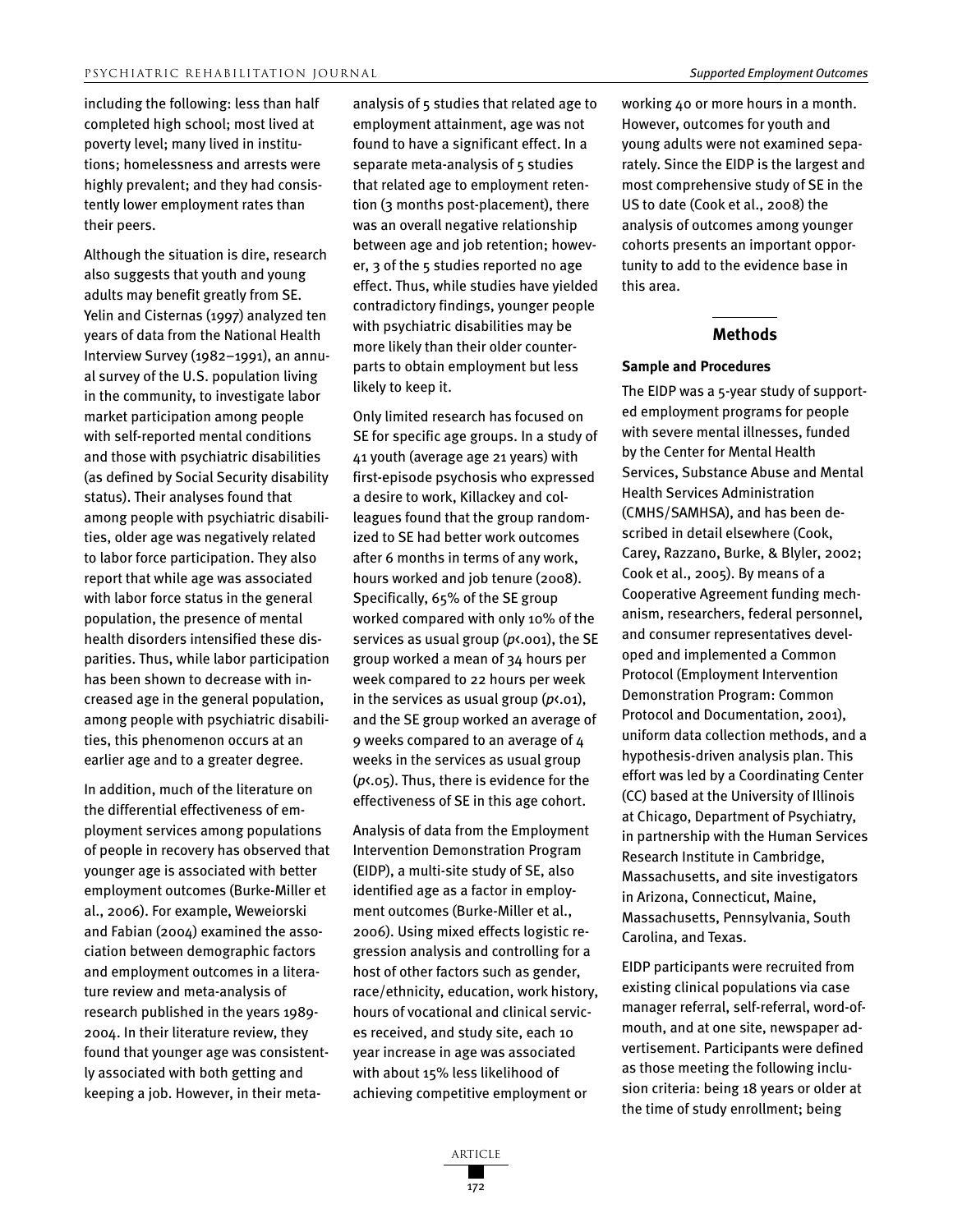including the following: less than half completed high school; most lived at poverty level; many lived in institutions; homelessness and arrests were highly prevalent; and they had consistently lower employment rates than their peers.

Although the situation is dire, research also suggests that youth and young adults may benefit greatly from SE. Yelin and Cisternas (1997) analyzed ten years of data from the National Health Interview Survey (1982–1991), an annual survey of the U.S. population living in the community, to investigate labor market participation among people with self-reported mental conditions and those with psychiatric disabilities (as defined by Social Security disability status). Their analyses found that among people with psychiatric disabilities, older age was negatively related to labor force participation. They also report that while age was associated with labor force status in the general population, the presence of mental health disorders intensified these disparities. Thus, while labor participation has been shown to decrease with increased age in the general population, among people with psychiatric disabilities, this phenomenon occurs at an earlier age and to a greater degree.

In addition, much of the literature on the differential effectiveness of employment services among populations of people in recovery has observed that younger age is associated with better employment outcomes (Burke-Miller et al., 2006). For example, Weweiorski and Fabian (2004) examined the association between demographic factors and employment outcomes in a literature review and meta-analysis of research published in the years 1989-2004. In their literature review, they found that younger age was consistently associated with both getting and keeping a job. However, in their meta-analysis of 5 studies that related age to employment attainment, age was not found to have a significant effect. In a separate meta-analysis of 5 studies that related age to employment retention (3 months post-placement), there was an overall negative relationship between age and job retention; however, 3 of the 5 studies reported no age effect. Thus, while studies have yielded contradictory findings, younger people with psychiatric disabilities may be more likely than their older counterparts to obtain employment but less likely to keep it.

Only limited research has focused on SE for specific age groups. In a study of 41 youth (average age 21 years) with first-episode psychosis who expressed a desire to work, Killackey and colleagues found that the group randomized to SE had better work outcomes after 6 months in terms of any work, hours worked and job tenure (2008). Specifically, 65% of the SE group worked compared with only 10% of the services as usual group ($p<.001$), the SE group worked a mean of 34 hours per week compared to 22 hours per week in the services as usual group ($p<.01$), and the SE group worked an average of 9 weeks compared to an average of 4 weeks in the services as usual group ($p<.05$). Thus, there is evidence for the effectiveness of SE in this age cohort.

Analysis of data from the Employment Intervention Demonstration Program (EIDP), a multi-site study of SE, also identified age as a factor in employment outcomes (Burke-Miller et al., 2006). Using mixed effects logistic regression analysis and controlling for a host of other factors such as gender, race/ethnicity, education, work history, hours of vocational and clinical services received, and study site, each 10 year increase in age was associated with about 15% less likelihood of achieving competitive employment or working 40 or more hours in a month. However, outcomes for youth and young adults were not examined separately. Since the EIDP is the largest and most comprehensive study of SE in the US to date (Cook et al., 2008) the analysis of outcomes among younger cohorts presents an important opportunity to add to the evidence base in this area.

## Methods

### Sample and Procedures

The EIDP was a 5-year study of supported employment programs for people with severe mental illnesses, funded by the Center for Mental Health Services, Substance Abuse and Mental Health Services Administration (CMHS/SAMHSA), and has been described in detail elsewhere (Cook, Carey, Razzano, Burke, & Blyler, 2002; Cook et al., 2005). By means of a Cooperative Agreement funding mechanism, researchers, federal personnel, and consumer representatives developed and implemented a Common Protocol (Employment Intervention Demonstration Program: Common Protocol and Documentation, 2001), uniform data collection methods, and a hypothesis-driven analysis plan. This effort was led by a Coordinating Center (CC) based at the University of Illinois at Chicago, Department of Psychiatry, in partnership with the Human Services Research Institute in Cambridge, Massachusetts, and site investigators in Arizona, Connecticut, Maine, Massachusetts, Pennsylvania, South Carolina, and Texas.

EIDP participants were recruited from existing clinical populations via case manager referral, self-referral, word-of-mouth, and at one site, newspaper advertisement. Participants were defined as those meeting the following inclusion criteria: being 18 years or older at the time of study enrollment; being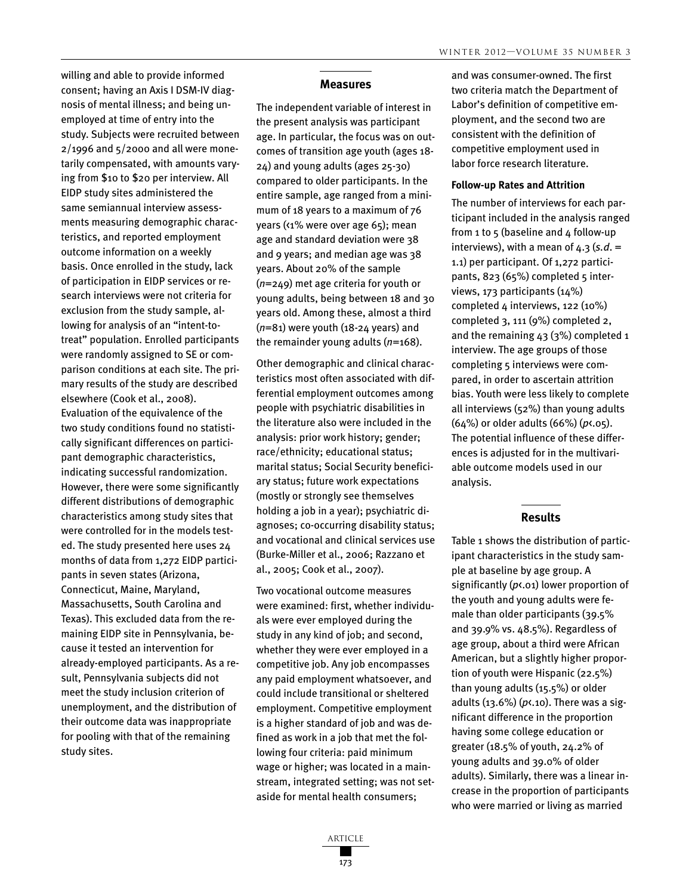willing and able to provide informed consent; having an Axis I DSM-IV diagnosis of mental illness; and being unemployed at time of entry into the study. Subjects were recruited between 2/1996 and 5/2000 and all were monetarily compensated, with amounts varying from $10 to $20 per interview. All EIDP study sites administered the same semiannual interview assessments measuring demographic characteristics, and reported employment outcome information on a weekly basis. Once enrolled in the study, lack of participation in EIDP services or research interviews were not criteria for exclusion from the study sample, allowing for analysis of an "intent-to-treat" population. Enrolled participants were randomly assigned to SE or comparison conditions at each site. The primary results of the study are described elsewhere (Cook et al., 2008). Evaluation of the equivalence of the two study conditions found no statistically significant differences on participant demographic characteristics, indicating successful randomization. However, there were some significantly different distributions of demographic characteristics among study sites that were controlled for in the models tested. The study presented here uses 24 months of data from 1,272 EIDP participants in seven states (Arizona, Connecticut, Maine, Maryland, Massachusetts, South Carolina and Texas). This excluded data from the remaining EIDP site in Pennsylvania, because it tested an intervention for already-employed participants. As a result, Pennsylvania subjects did not meet the study inclusion criterion of unemployment, and the distribution of their outcome data was inappropriate for pooling with that of the remaining study sites.

## Measures

The independent variable of interest in the present analysis was participant age. In particular, the focus was on outcomes of transition age youth (ages 18-24) and young adults (ages 25-30) compared to older participants. In the entire sample, age ranged from a minimum of 18 years to a maximum of 76 years (<1% were over age 65); mean age and standard deviation were 38 and 9 years; and median age was 38 years. About 20% of the sample ($n$=249) met age criteria for youth or young adults, being between 18 and 30 years old. Among these, almost a third ($n$=81) were youth (18-24 years) and the remainder young adults ($n$=168).

Other demographic and clinical characteristics most often associated with differential employment outcomes among people with psychiatric disabilities in the literature also were included in the analysis: prior work history; gender; race/ethnicity; educational status; marital status; Social Security beneficiary status; future work expectations (mostly or strongly see themselves holding a job in a year); psychiatric diagnoses; co-occurring disability status; and vocational and clinical services use (Burke-Miller et al., 2006; Razzano et al., 2005; Cook et al., 2007).

Two vocational outcome measures were examined: first, whether individuals were ever employed during the study in any kind of job; and second, whether they were ever employed in a competitive job. Any job encompasses any paid employment whatsoever, and could include transitional or sheltered employment. Competitive employment is a higher standard of job and was defined as work in a job that met the following four criteria: paid minimum wage or higher; was located in a mainstream, integrated setting; was not set-aside for mental health consumers; and was consumer-owned. The first two criteria match the Department of Labor's definition of competitive employment, and the second two are consistent with the definition of competitive employment used in labor force research literature.

### Follow-up Rates and Attrition

The number of interviews for each participant included in the analysis ranged from 1 to 5 (baseline and 4 follow-up interviews), with a mean of 4.3 ($s.d.$ = 1.1) per participant. Of 1,272 participants, 823 (65%) completed 5 interviews, 173 participants (14%) completed 4 interviews, 122 (10%) completed 3, 111 (9%) completed 2, and the remaining 43 (3%) completed 1 interview. The age groups of those completing 5 interviews were compared, in order to ascertain attrition bias. Youth were less likely to complete all interviews (52%) than young adults (64%) or older adults (66%) ($p$<.05). The potential influence of these differences is adjusted for in the multivariable outcome models used in our analysis.

## Results

Table 1 shows the distribution of participant characteristics in the study sample at baseline by age group. A significantly ($p$<.01) lower proportion of the youth and young adults were female than older participants (39.5% and 39.9% vs. 48.5%). Regardless of age group, about a third were African American, but a slightly higher proportion of youth were Hispanic (22.5%) than young adults (15.5%) or older adults (13.6%) ($p$<.10). There was a significant difference in the proportion having some college education or greater (18.5% of youth, 24.2% of young adults and 39.0% of older adults). Similarly, there was a linear increase in the proportion of participants who were married or living as married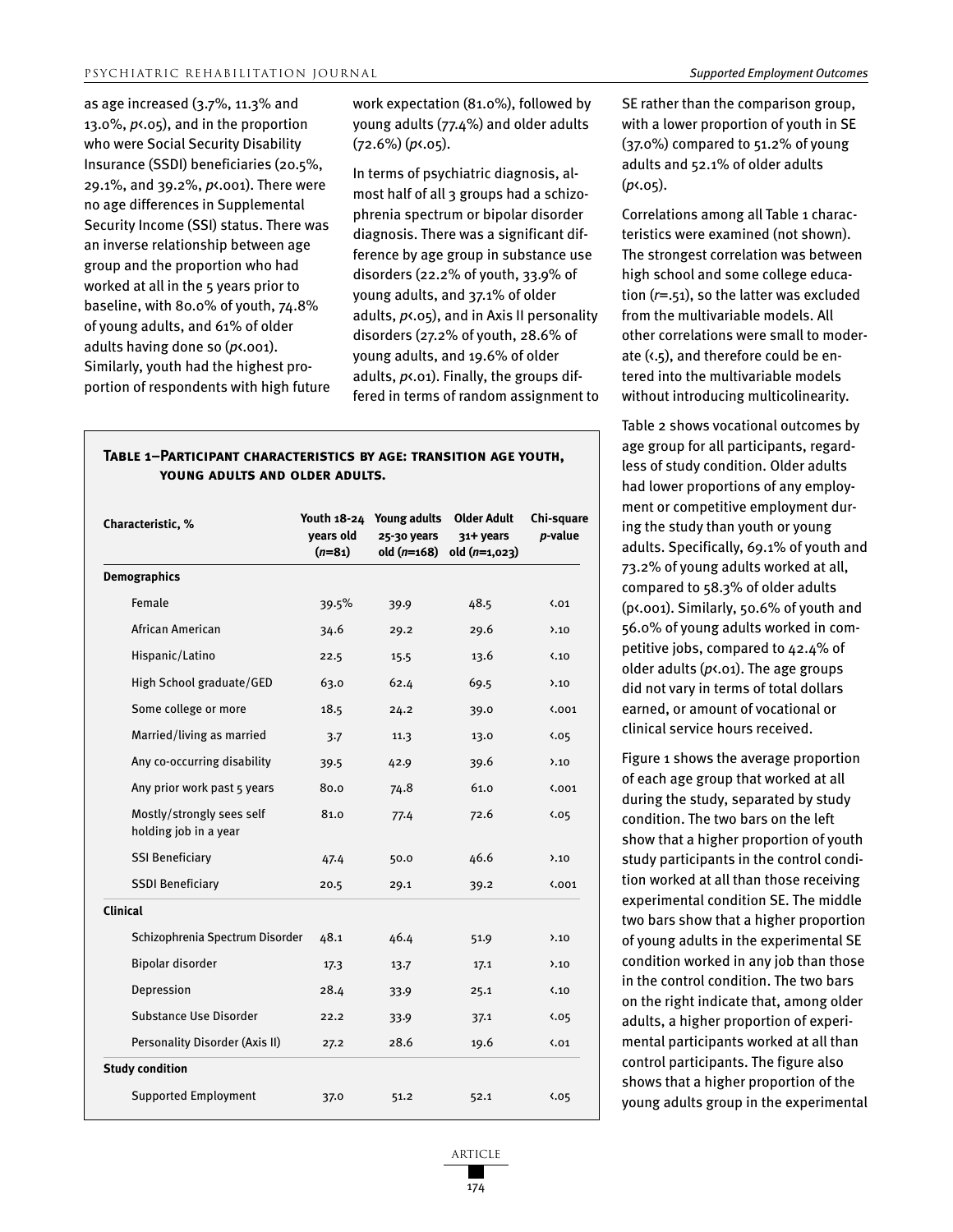as age increased (3.7%, 11.3% and 13.0%, $p<.05$), and in the proportion who were Social Security Disability Insurance (SSDI) beneficiaries (20.5%, 29.1%, and 39.2%, $p<.001$). There were no age differences in Supplemental Security Income (SSI) status. There was an inverse relationship between age group and the proportion who had worked at all in the 5 years prior to baseline, with 80.0% of youth, 74.8% of young adults, and 61% of older adults having done so ($p<.001$). Similarly, youth had the highest proportion of respondents with high future work expectation (81.0%), followed by young adults (77.4%) and older adults (72.6%) ($p<.05$).

In terms of psychiatric diagnosis, almost half of all 3 groups had a schizophrenia spectrum or bipolar disorder diagnosis. There was a significant difference by age group in substance use disorders (22.2% of youth, 33.9% of young adults, and 37.1% of older adults, $p<.05$), and in Axis II personality disorders (27.2% of youth, 28.6% of young adults, and 19.6% of older adults, $p<.01$). Finally, the groups differed in terms of random assignment to SE rather than the comparison group, with a lower proportion of youth in SE (37.0%) compared to 51.2% of young adults and 52.1% of older adults ($p<.05$).

**Table 1–Participant characteristics by age: transition age youth, young adults and older adults.**

| Characteristic, % | Youth 18-24 years old (*n*=81) | Young adults 25-30 years old (*n*=168) | Older Adult 31+ years old (*n*=1,023) | Chi-square *p*-value |
|---|---|---|---|---|
| **Demographics** | | | | |
| Female | 39.5% | 39.9 | 48.5 | <.01 |
| African American | 34.6 | 29.2 | 29.6 | >.10 |
| Hispanic/Latino | 22.5 | 15.5 | 13.6 | <.10 |
| High School graduate/GED | 63.0 | 62.4 | 69.5 | >.10 |
| Some college or more | 18.5 | 24.2 | 39.0 | <.001 |
| Married/living as married | 3.7 | 11.3 | 13.0 | <.05 |
| Any co-occurring disability | 39.5 | 42.9 | 39.6 | >.10 |
| Any prior work past 5 years | 80.0 | 74.8 | 61.0 | <.001 |
| Mostly/strongly sees self holding job in a year | 81.0 | 77.4 | 72.6 | <.05 |
| SSI Beneficiary | 47.4 | 50.0 | 46.6 | >.10 |
| SSDI Beneficiary | 20.5 | 29.1 | 39.2 | <.001 |
| **Clinical** | | | | |
| Schizophrenia Spectrum Disorder | 48.1 | 46.4 | 51.9 | >.10 |
| Bipolar disorder | 17.3 | 13.7 | 17.1 | >.10 |
| Depression | 28.4 | 33.9 | 25.1 | <.10 |
| Substance Use Disorder | 22.2 | 33.9 | 37.1 | <.05 |
| Personality Disorder (Axis II) | 27.2 | 28.6 | 19.6 | <.01 |
| **Study condition** | | | | |
| Supported Employment | 37.0 | 51.2 | 52.1 | <.05 |

Correlations among all Table 1 characteristics were examined (not shown). The strongest correlation was between high school and some college education ($r$=.51), so the latter was excluded from the multivariable models. All other correlations were small to moderate (<.5), and therefore could be entered into the multivariable models without introducing multicolinearity.

Table 2 shows vocational outcomes by age group for all participants, regardless of study condition. Older adults had lower proportions of any employment or competitive employment during the study than youth or young adults. Specifically, 69.1% of youth and 73.2% of young adults worked at all, compared to 58.3% of older adults ($p<.001$). Similarly, 50.6% of youth and 56.0% of young adults worked in competitive jobs, compared to 42.4% of older adults ($p<.01$). The age groups did not vary in terms of total dollars earned, or amount of vocational or clinical service hours received.

Figure 1 shows the average proportion of each age group that worked at all during the study, separated by study condition. The two bars on the left show that a higher proportion of youth study participants in the control condition worked at all than those receiving experimental condition SE. The middle two bars show that a higher proportion of young adults in the experimental SE condition worked in any job than those in the control condition. The two bars on the right indicate that, among older adults, a higher proportion of experimental participants worked at all than control participants. The figure also shows that a higher proportion of the young adults group in the experimental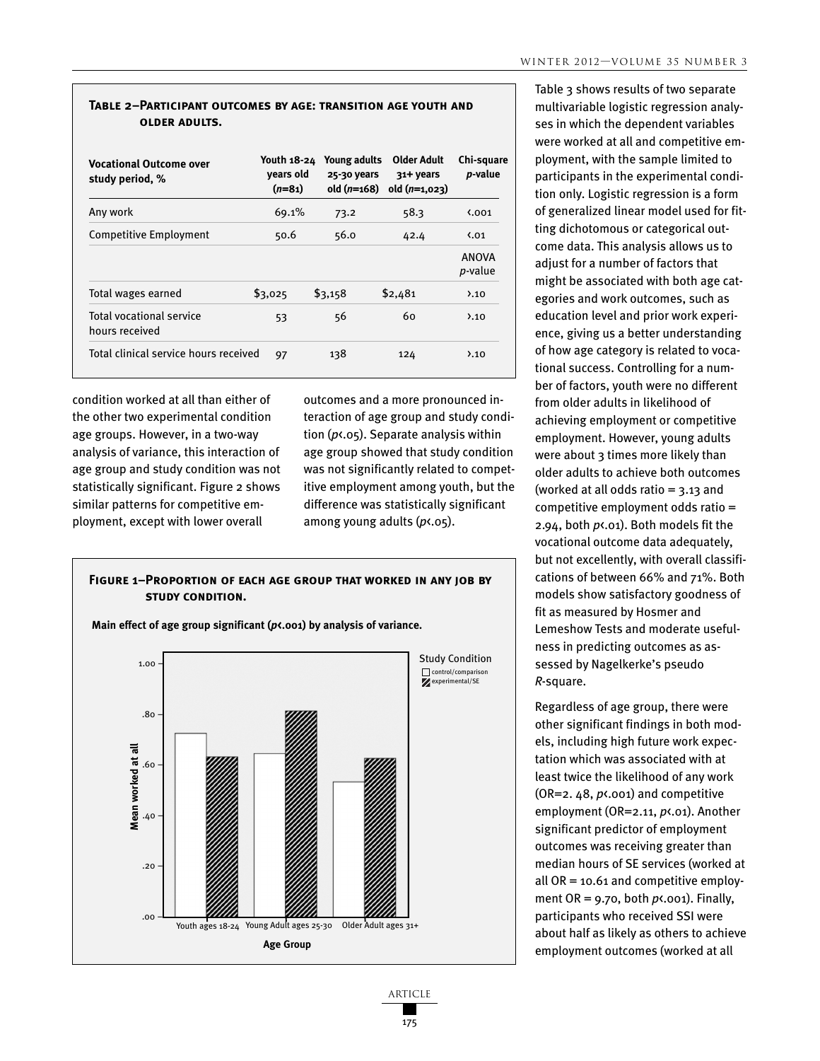**Table 2–Participant outcomes by age: transition age youth and older adults.**

| Vocational Outcome over study period, % | Youth 18-24 years old ($n$=81) | Young adults 25-30 years old ($n$=168) | Older Adult 31+ years old ($n$=1,023) | Chi-square $p$-value |
|---|---|---|---|---|
| Any work | 69.1% | 73.2 | 58.3 | $<.001$ |
| Competitive Employment | 50.6 | 56.0 | 42.4 | $<.01$ |
| | | | | ANOVA $p$-value |
| Total wages earned | $3,025 | $3,158 | $2,481 | $>.10$ |
| Total vocational service hours received | 53 | 56 | 60 | $>.10$ |
| Total clinical service hours received | 97 | 138 | 124 | $>.10$ |

condition worked at all than either of the other two experimental condition age groups. However, in a two-way analysis of variance, this interaction of age group and study condition was not statistically significant. Figure 2 shows similar patterns for competitive employment, except with lower overall outcomes and a more pronounced interaction of age group and study condition ($p<.05$). Separate analysis within age group showed that study condition was not significantly related to competitive employment among youth, but the difference was statistically significant among young adults ($p<.05$).

**Figure 1–Proportion of each age group that worked in any job by study condition.**

**Main effect of age group significant ($p<.001$) by analysis of variance.**

Table 3 shows results of two separate multivariable logistic regression analyses in which the dependent variables were worked at all and competitive employment, with the sample limited to participants in the experimental condition only. Logistic regression is a form of generalized linear model used for fitting dichotomous or categorical outcome data. This analysis allows us to adjust for a number of factors that might be associated with both age categories and work outcomes, such as education level and prior work experience, giving us a better understanding of how age category is related to vocational success. Controlling for a number of factors, youth were no different from older adults in likelihood of achieving employment or competitive employment. However, young adults were about 3 times more likely than older adults to achieve both outcomes (worked at all odds ratio = 3.13 and competitive employment odds ratio = 2.94, both $p<.01$). Both models fit the vocational outcome data adequately, but not excellently, with overall classifications of between 66% and 71%. Both models show satisfactory goodness of fit as measured by Hosmer and Lemeshow Tests and moderate usefulness in predicting outcomes as assessed by Nagelkerke's pseudo $R$-square.

Regardless of age group, there were other significant findings in both models, including high future work expectation which was associated with at least twice the likelihood of any work (OR=2. 48, $p<.001$) and competitive employment (OR=2.11, $p<.01$). Another significant predictor of employment outcomes was receiving greater than median hours of SE services (worked at all OR = 10.61 and competitive employment OR = 9.70, both $p<.001$). Finally, participants who received SSI were about half as likely as others to achieve employment outcomes (worked at all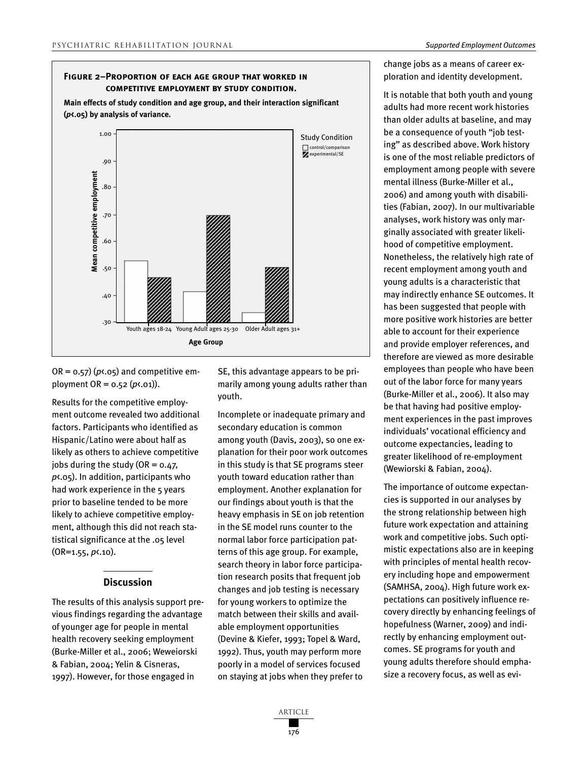**Figure 2–Proportion of each age group that worked in competitive employment by study condition.**

**Main effects of study condition and age group, and their interaction significant (*p*<.05) by analysis of variance.**

OR = 0.57) ($p<.05$) and competitive employment OR = 0.52 ($p<.01$)).

Results for the competitive employment outcome revealed two additional factors. Participants who identified as Hispanic/Latino were about half as likely as others to achieve competitive jobs during the study (OR = 0.47, $p<.05$). In addition, participants who had work experience in the 5 years prior to baseline tended to be more likely to achieve competitive employment, although this did not reach statistical significance at the .05 level (OR=1.55, $p<.10$).

## Discussion

The results of this analysis support previous findings regarding the advantage of younger age for people in mental health recovery seeking employment (Burke-Miller et al., 2006; Weweiorski & Fabian, 2004; Yelin & Cisneras, 1997). However, for those engaged in SE, this advantage appears to be primarily among young adults rather than youth.

Incomplete or inadequate primary and secondary education is common among youth (Davis, 2003), so one explanation for their poor work outcomes in this study is that SE programs steer youth toward education rather than employment. Another explanation for our findings about youth is that the heavy emphasis in SE on job retention in the SE model runs counter to the normal labor force participation patterns of this age group. For example, search theory in labor force participation research posits that frequent job changes and job testing is necessary for young workers to optimize the match between their skills and available employment opportunities (Devine & Kiefer, 1993; Topel & Ward, 1992). Thus, youth may perform more poorly in a model of services focused on staying at jobs when they prefer to change jobs as a means of career exploration and identity development.

It is notable that both youth and young adults had more recent work histories than older adults at baseline, and may be a consequence of youth "job testing" as described above. Work history is one of the most reliable predictors of employment among people with severe mental illness (Burke-Miller et al., 2006) and among youth with disabilities (Fabian, 2007). In our multivariable analyses, work history was only marginally associated with greater likelihood of competitive employment. Nonetheless, the relatively high rate of recent employment among youth and young adults is a characteristic that may indirectly enhance SE outcomes. It has been suggested that people with more positive work histories are better able to account for their experience and provide employer references, and therefore are viewed as more desirable employees than people who have been out of the labor force for many years (Burke-Miller et al., 2006). It also may be that having had positive employment experiences in the past improves individuals' vocational efficiency and outcome expectancies, leading to greater likelihood of re-employment (Wewiorski & Fabian, 2004).

The importance of outcome expectancies is supported in our analyses by the strong relationship between high future work expectation and attaining work and competitive jobs. Such optimistic expectations also are in keeping with principles of mental health recovery including hope and empowerment (SAMHSA, 2004). High future work expectations can positively influence recovery directly by enhancing feelings of hopefulness (Warner, 2009) and indirectly by enhancing employment outcomes. SE programs for youth and young adults therefore should emphasize a recovery focus, as well as evi-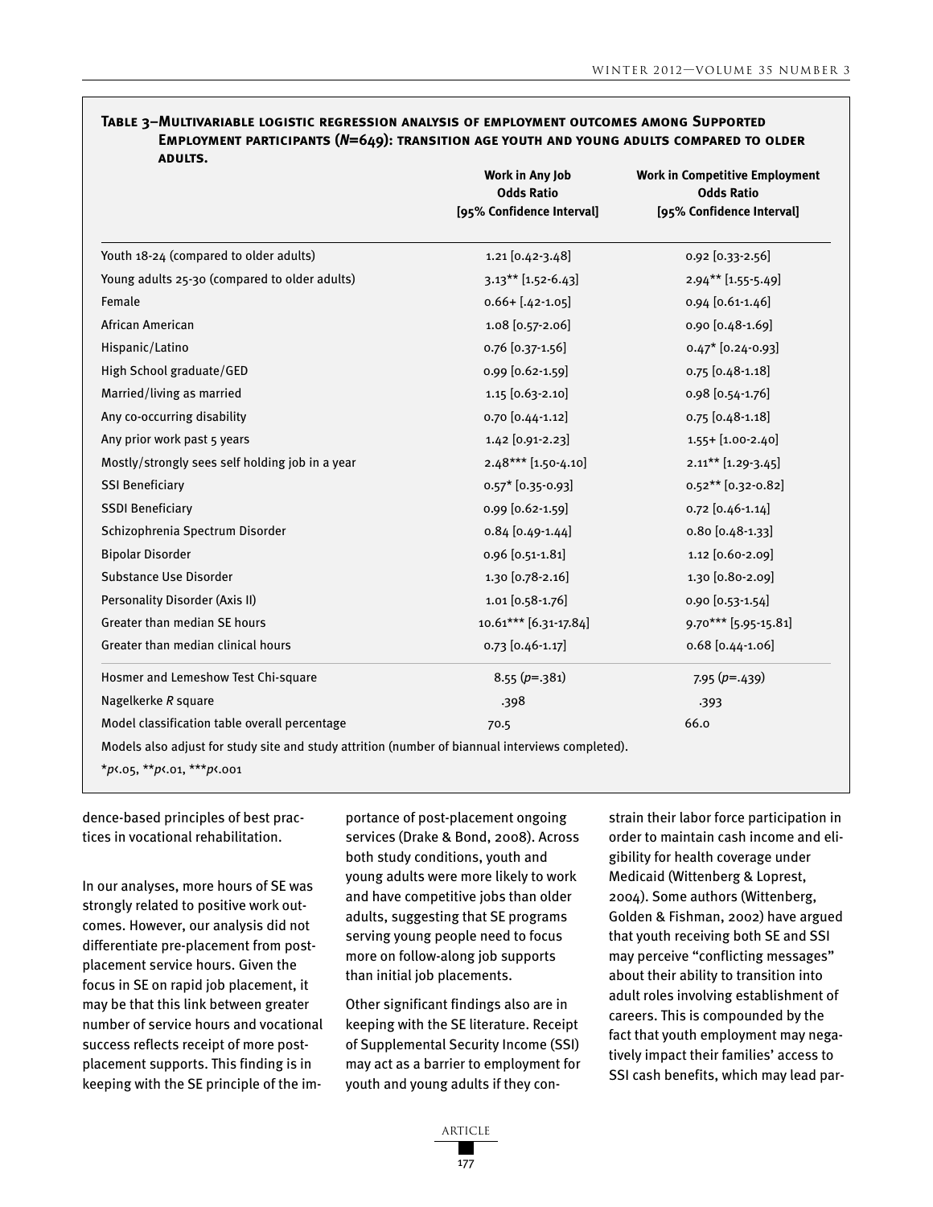**Table 3–Multivariable logistic regression analysis of employment outcomes among Supported Employment participants (*N*=649): transition age youth and young adults compared to older adults.**

| | Work in Any Job Odds Ratio [95% Confidence Interval] | Work in Competitive Employment Odds Ratio [95% Confidence Interval] |
|---|---|---|
| Youth 18-24 (compared to older adults) | 1.21 [0.42-3.48] | 0.92 [0.33-2.56] |
| Young adults 25-30 (compared to older adults) | 3.13** [1.52-6.43] | 2.94** [1.55-5.49] |
| Female | 0.66+ [.42-1.05] | 0.94 [0.61-1.46] |
| African American | 1.08 [0.57-2.06] | 0.90 [0.48-1.69] |
| Hispanic/Latino | 0.76 [0.37-1.56] | 0.47* [0.24-0.93] |
| High School graduate/GED | 0.99 [0.62-1.59] | 0.75 [0.48-1.18] |
| Married/living as married | 1.15 [0.63-2.10] | 0.98 [0.54-1.76] |
| Any co-occurring disability | 0.70 [0.44-1.12] | 0.75 [0.48-1.18] |
| Any prior work past 5 years | 1.42 [0.91-2.23] | 1.55+ [1.00-2.40] |
| Mostly/strongly sees self holding job in a year | 2.48*** [1.50-4.10] | 2.11** [1.29-3.45] |
| SSI Beneficiary | 0.57* [0.35-0.93] | 0.52** [0.32-0.82] |
| SSDI Beneficiary | 0.99 [0.62-1.59] | 0.72 [0.46-1.14] |
| Schizophrenia Spectrum Disorder | 0.84 [0.49-1.44] | 0.80 [0.48-1.33] |
| Bipolar Disorder | 0.96 [0.51-1.81] | 1.12 [0.60-2.09] |
| Substance Use Disorder | 1.30 [0.78-2.16] | 1.30 [0.80-2.09] |
| Personality Disorder (Axis II) | 1.01 [0.58-1.76] | 0.90 [0.53-1.54] |
| Greater than median SE hours | 10.61*** [6.31-17.84] | 9.70*** [5.95-15.81] |
| Greater than median clinical hours | 0.73 [0.46-1.17] | 0.68 [0.44-1.06] |
| Hosmer and Lemeshow Test Chi-square | 8.55 (*p*=.381) | 7.95 (*p*=.439) |
| Nagelkerke *R* square | .398 | .393 |
| Model classification table overall percentage | 70.5 | 66.0 |

Models also adjust for study site and study attrition (number of biannual interviews completed).

*$p<.05$, **$p<.01$, ***$p<.001$

dence-based principles of best practices in vocational rehabilitation.

In our analyses, more hours of SE was strongly related to positive work outcomes. However, our analysis did not differentiate pre-placement from post-placement service hours. Given the focus in SE on rapid job placement, it may be that this link between greater number of service hours and vocational success reflects receipt of more post-placement supports. This finding is in keeping with the SE principle of the importance of post-placement ongoing services (Drake & Bond, 2008). Across both study conditions, youth and young adults were more likely to work and have competitive jobs than older adults, suggesting that SE programs serving young people need to focus more on follow-along job supports than initial job placements.

Other significant findings also are in keeping with the SE literature. Receipt of Supplemental Security Income (SSI) may act as a barrier to employment for youth and young adults if they constrain their labor force participation in order to maintain cash income and eligibility for health coverage under Medicaid (Wittenberg & Loprest, 2004). Some authors (Wittenberg, Golden & Fishman, 2002) have argued that youth receiving both SE and SSI may perceive "conflicting messages" about their ability to transition into adult roles involving establishment of careers. This is compounded by the fact that youth employment may negatively impact their families' access to SSI cash benefits, which may lead par-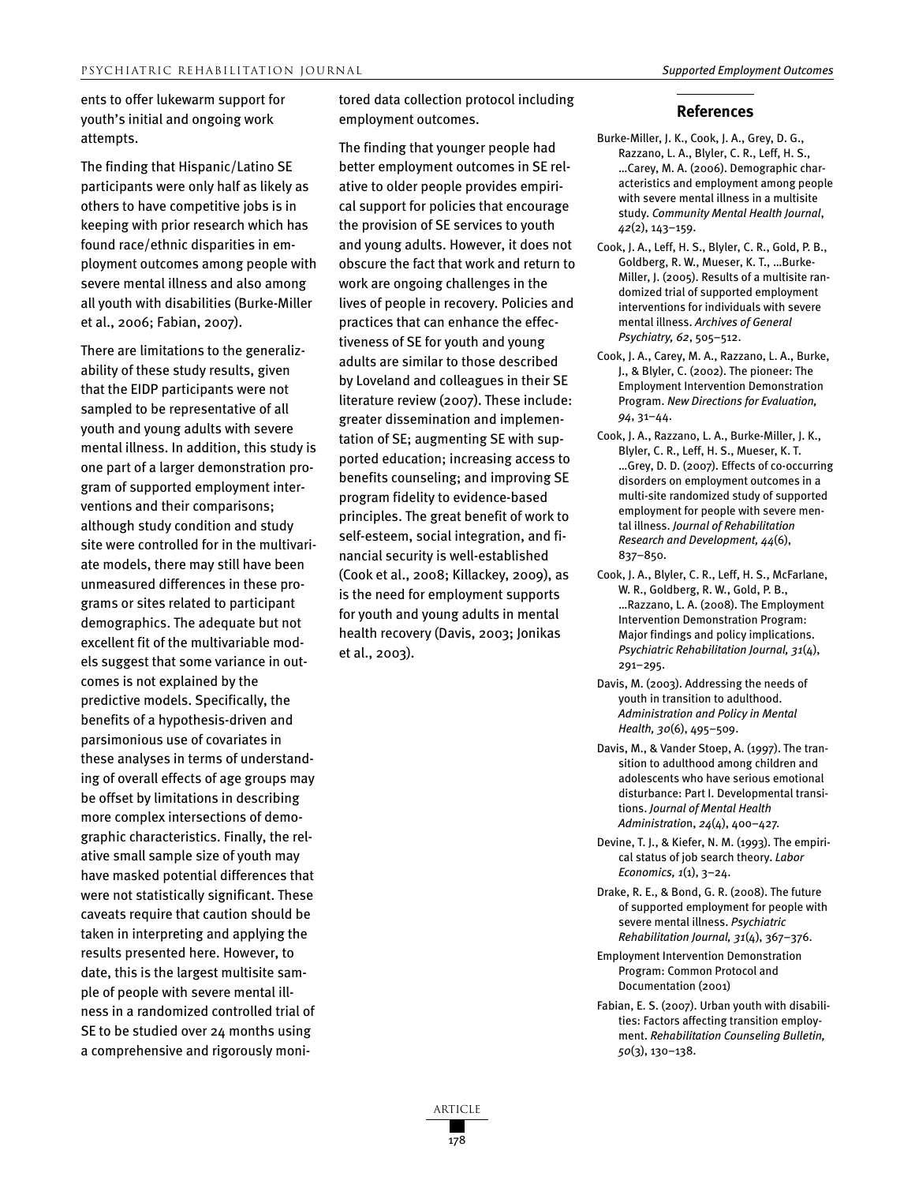ents to offer lukewarm support for youth's initial and ongoing work attempts.

The finding that Hispanic/Latino SE participants were only half as likely as others to have competitive jobs is in keeping with prior research which has found race/ethnic disparities in employment outcomes among people with severe mental illness and also among all youth with disabilities (Burke-Miller et al., 2006; Fabian, 2007).

There are limitations to the generalizability of these study results, given that the EIDP participants were not sampled to be representative of all youth and young adults with severe mental illness. In addition, this study is one part of a larger demonstration program of supported employment interventions and their comparisons; although study condition and study site were controlled for in the multivariate models, there may still have been unmeasured differences in these programs or sites related to participant demographics. The adequate but not excellent fit of the multivariable models suggest that some variance in outcomes is not explained by the predictive models. Specifically, the benefits of a hypothesis-driven and parsimonious use of covariates in these analyses in terms of understanding of overall effects of age groups may be offset by limitations in describing more complex intersections of demographic characteristics. Finally, the relative small sample size of youth may have masked potential differences that were not statistically significant. These caveats require that caution should be taken in interpreting and applying the results presented here. However, to date, this is the largest multisite sample of people with severe mental illness in a randomized controlled trial of SE to be studied over 24 months using a comprehensive and rigorously monitored data collection protocol including employment outcomes.

The finding that younger people had better employment outcomes in SE relative to older people provides empirical support for policies that encourage the provision of SE services to youth and young adults. However, it does not obscure the fact that work and return to work are ongoing challenges in the lives of people in recovery. Policies and practices that can enhance the effectiveness of SE for youth and young adults are similar to those described by Loveland and colleagues in their SE literature review (2007). These include: greater dissemination and implementation of SE; augmenting SE with supported education; increasing access to benefits counseling; and improving SE program fidelity to evidence-based principles. The great benefit of work to self-esteem, social integration, and financial security is well-established (Cook et al., 2008; Killackey, 2009), as is the need for employment supports for youth and young adults in mental health recovery (Davis, 2003; Jonikas et al., 2003).

## References

Burke-Miller, J. K., Cook, J. A., Grey, D. G., Razzano, L. A., Blyler, C. R., Leff, H. S., …Carey, M. A. (2006). Demographic characteristics and employment among people with severe mental illness in a multisite study. *Community Mental Health Journal*, *42*(2), 143–159.

Cook, J. A., Leff, H. S., Blyler, C. R., Gold, P. B., Goldberg, R. W., Mueser, K. T., …Burke-Miller, J. (2005). Results of a multisite randomized trial of supported employment interventions for individuals with severe mental illness. *Archives of General Psychiatry, 62*, 505–512.

Cook, J. A., Carey, M. A., Razzano, L. A., Burke, J., & Blyler, C. (2002). The pioneer: The Employment Intervention Demonstration Program. *New Directions for Evaluation, 94*, 31–44.

Cook, J. A., Razzano, L. A., Burke-Miller, J. K., Blyler, C. R., Leff, H. S., Mueser, K. T. …Grey, D. D. (2007). Effects of co-occurring disorders on employment outcomes in a multi-site randomized study of supported employment for people with severe mental illness. *Journal of Rehabilitation Research and Development, 44*(6), 837–850.

Cook, J. A., Blyler, C. R., Leff, H. S., McFarlane, W. R., Goldberg, R. W., Gold, P. B., …Razzano, L. A. (2008). The Employment Intervention Demonstration Program: Major findings and policy implications. *Psychiatric Rehabilitation Journal, 31*(4), 291–295.

Davis, M. (2003). Addressing the needs of youth in transition to adulthood. *Administration and Policy in Mental Health, 30*(6), 495–509.

Davis, M., & Vander Stoep, A. (1997). The transition to adulthood among children and adolescents who have serious emotional disturbance: Part I. Developmental transitions. *Journal of Mental Health Administration*, *24*(4), 400–427.

Devine, T. J., & Kiefer, N. M. (1993). The empirical status of job search theory. *Labor Economics, 1*(1), 3–24.

Drake, R. E., & Bond, G. R. (2008). The future of supported employment for people with severe mental illness. *Psychiatric Rehabilitation Journal, 31*(4), 367–376.

Employment Intervention Demonstration Program: Common Protocol and Documentation (2001)

Fabian, E. S. (2007). Urban youth with disabilities: Factors affecting transition employment. *Rehabilitation Counseling Bulletin, 50*(3), 130–138.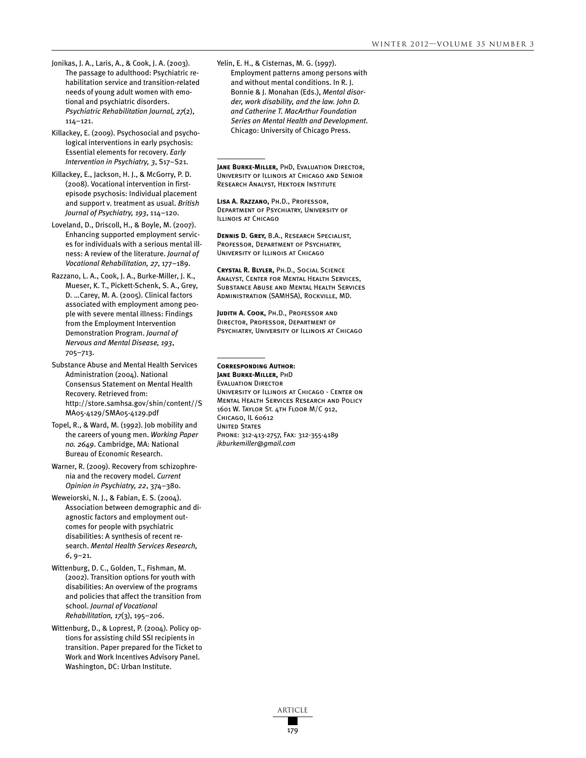Jonikas, J. A., Laris, A., & Cook, J. A. (2003). The passage to adulthood: Psychiatric rehabilitation service and transition-related needs of young adult women with emotional and psychiatric disorders. *Psychiatric Rehabilitation Journal, 27*(2), 114–121.

Killackey, E. (2009). Psychosocial and psychological interventions in early psychosis: Essential elements for recovery. *Early Intervention in Psychiatry, 3*, S17–S21.

Killackey, E., Jackson, H. J., & McGorry, P. D. (2008). Vocational intervention in first-episode psychosis: Individual placement and support v. treatment as usual. *British Journal of Psychiatry, 193*, 114–120.

Loveland, D., Driscoll, H., & Boyle, M. (2007). Enhancing supported employment services for individuals with a serious mental illness: A review of the literature. *Journal of Vocational Rehabilitation, 27*, 177–189.

Razzano, L. A., Cook, J. A., Burke-Miller, J. K., Mueser, K. T., Pickett-Schenk, S. A., Grey, D. …Carey, M. A. (2005). Clinical factors associated with employment among people with severe mental illness: Findings from the Employment Intervention Demonstration Program. *Journal of Nervous and Mental Disease, 193*, 705–713.

Substance Abuse and Mental Health Services Administration (2004). National Consensus Statement on Mental Health Recovery. Retrieved from: http://store.samhsa.gov/shin/content//SMA05-4129/SMA05-4129.pdf

Topel, R., & Ward, M. (1992). Job mobility and the careers of young men. *Working Paper no. 2649*. Cambridge, MA: National Bureau of Economic Research.

Warner, R. (2009). Recovery from schizophrenia and the recovery model. *Current Opinion in Psychiatry, 22*, 374–380.

Weweiorski, N. J., & Fabian, E. S. (2004). Association between demographic and diagnostic factors and employment outcomes for people with psychiatric disabilities: A synthesis of recent research. *Mental Health Services Research, 6*, 9–21.

Wittenburg, D. C., Golden, T., Fishman, M. (2002). Transition options for youth with disabilities: An overview of the programs and policies that affect the transition from school. *Journal of Vocational Rehabilitation, 17*(3), 195–206.

Wittenburg, D., & Loprest, P. (2004). Policy options for assisting child SSI recipients in transition. Paper prepared for the Ticket to Work and Work Incentives Advisory Panel. Washington, DC: Urban Institute.

Yelin, E. H., & Cisternas, M. G. (1997). Employment patterns among persons with and without mental conditions. In R. J. Bonnie & J. Monahan (Eds.), *Mental disorder, work disability, and the law. John D. and Catherine T. MacArthur Foundation Series on Mental Health and Development*. Chicago: University of Chicago Press.

---

**Jane Burke-Miller,** PhD, Evaluation Director, University of Illinois at Chicago and Senior Research Analyst, Hektoen Institute

**Lisa A. Razzano,** Ph.D., Professor, Department of Psychiatry, University of Illinois at Chicago

**Dennis D. Grey,** B.A., Research Specialist, Professor, Department of Psychiatry, University of Illinois at Chicago

**Crystal R. Blyler,** Ph.D., Social Science Analyst, Center for Mental Health Services, Substance Abuse and Mental Health Services Administration (SAMHSA), Rockville, MD.

**Judith A. Cook,** Ph.D., Professor and Director, Professor, Department of Psychiatry, University of Illinois at Chicago

---

**Corresponding Author:**
**Jane Burke-Miller,** PhD
Evaluation Director
University of Illinois at Chicago - Center on Mental Health Services Research and Policy
1601 W. Taylor St. 4th Floor M/C 912,
Chicago, IL 60612
United States
Phone: 312-413-2757, Fax: 312-355-4189
*jkburkemiller@gmail.com*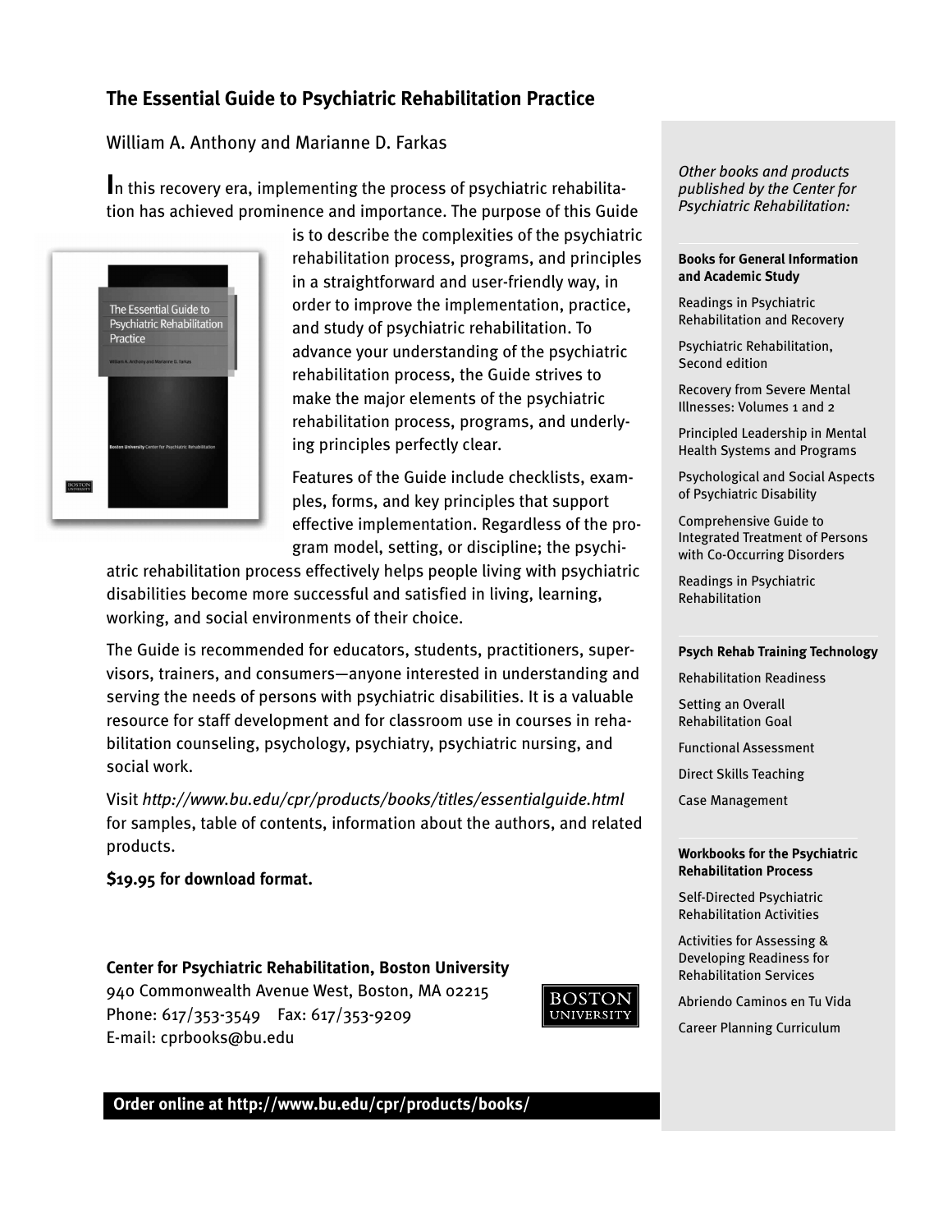## The Essential Guide to Psychiatric Rehabilitation Practice

William A. Anthony and Marianne D. Farkas

In this recovery era, implementing the process of psychiatric rehabilitation has achieved prominence and importance. The purpose of this Guide is to describe the complexities of the psychiatric rehabilitation process, programs, and principles in a straightforward and user-friendly way, in order to improve the implementation, practice, and study of psychiatric rehabilitation. To advance your understanding of the psychiatric rehabilitation process, the Guide strives to make the major elements of the psychiatric rehabilitation process, programs, and underlying principles perfectly clear.

Features of the Guide include checklists, examples, forms, and key principles that support effective implementation. Regardless of the program model, setting, or discipline; the psychiatric rehabilitation process effectively helps people living with psychiatric disabilities become more successful and satisfied in living, learning, working, and social environments of their choice.

The Guide is recommended for educators, students, practitioners, supervisors, trainers, and consumers—anyone interested in understanding and serving the needs of persons with psychiatric disabilities. It is a valuable resource for staff development and for classroom use in courses in rehabilitation counseling, psychology, psychiatry, psychiatric nursing, and social work.

Visit *http://www.bu.edu/cpr/products/books/titles/essentialguide.html* for samples, table of contents, information about the authors, and related products.

**$19.95 for download format.**

**Center for Psychiatric Rehabilitation, Boston University**
940 Commonwealth Avenue West, Boston, MA 02215
Phone: 617/353-3549 Fax: 617/353-9209
E-mail: cprbooks@bu.edu

**Order online at http://www.bu.edu/cpr/products/books/**

*Other books and products published by the Center for Psychiatric Rehabilitation:*

**Books for General Information and Academic Study**

- Readings in Psychiatric Rehabilitation and Recovery
- Psychiatric Rehabilitation, Second edition
- Recovery from Severe Mental Illnesses: Volumes 1 and 2
- Principled Leadership in Mental Health Systems and Programs
- Psychological and Social Aspects of Psychiatric Disability
- Comprehensive Guide to Integrated Treatment of Persons with Co-Occurring Disorders
- Readings in Psychiatric Rehabilitation

**Psych Rehab Training Technology**

- Rehabilitation Readiness
- Setting an Overall Rehabilitation Goal
- Functional Assessment
- Direct Skills Teaching
- Case Management

**Workbooks for the Psychiatric Rehabilitation Process**

- Self-Directed Psychiatric Rehabilitation Activities
- Activities for Assessing & Developing Readiness for Rehabilitation Services
- Abriendo Caminos en Tu Vida
- Career Planning Curriculum